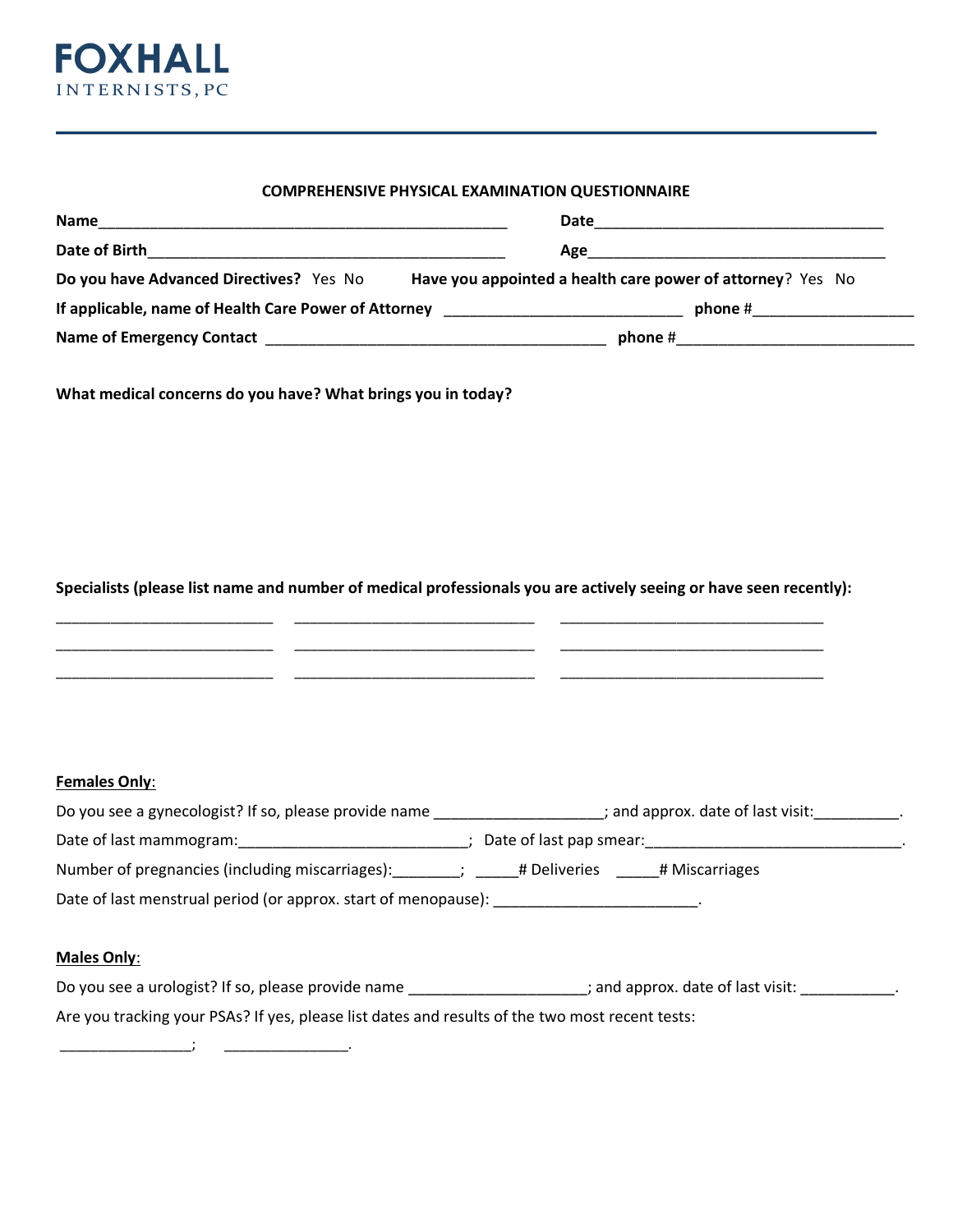# FOXHALL
INTERNISTS, PC

**COMPREHENSIVE PHYSICAL EXAMINATION QUESTIONNAIRE**

**Name**_______________________________________________ **Date**_________________________________

**Date of Birth**________________________________________ **Age**_________________________________

**Do you have Advanced Directives?** Yes No **Have you appointed a health care power of attorney**? Yes No

**If applicable, name of Health Care Power of Attorney** ___________________________ **phone** #__________________

**Name of Emergency Contact** ______________________________________ **phone** #___________________________

**What medical concerns do you have? What brings you in today?**

**Specialists (please list name and number of medical professionals you are actively seeing or have seen recently):**

_________________________ ____________________________ ______________________________

_________________________ ____________________________ ______________________________

_________________________ ____________________________ ______________________________

**<u>Females Only</u>**:

Do you see a gynecologist? If so, please provide name ___________________; and approx. date of last visit:__________.

Date of last mammogram:__________________________; Date of last pap smear:_____________________________.

Number of pregnancies (including miscarriages):________; _____# Deliveries _____# Miscarriages

Date of last menstrual period (or approx. start of menopause): _______________________.

**<u>Males Only</u>**:

Do you see a urologist? If so, please provide name ____________________; and approx. date of last visit: ___________.

Are you tracking your PSAs? If yes, please list dates and results of the two most recent tests:

_______________; ______________.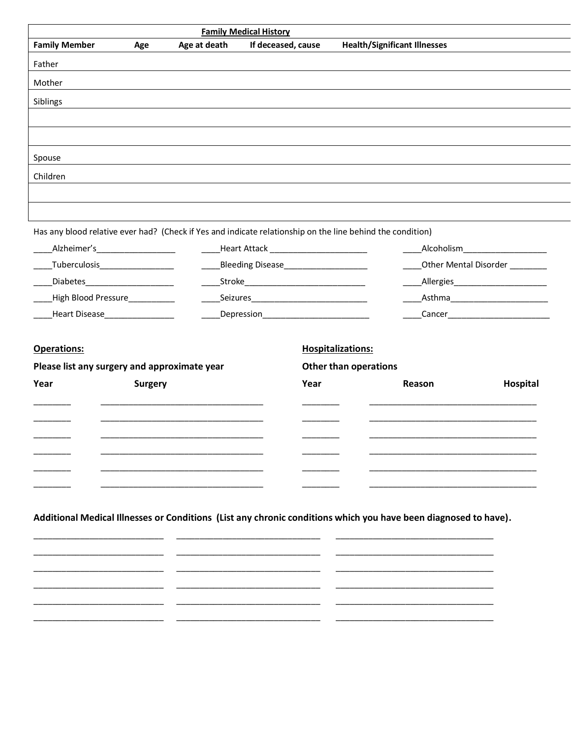## Family Medical History

| Family Member | Age | Age at death | If deceased, cause | Health/Significant Illnesses |
|---|---|---|---|---|
| Father | | | | |
| Mother | | | | |
| Siblings | | | | |
| | | | | |
| | | | | |
| Spouse | | | | |
| Children | | | | |
| | | | | |
| | | | | |

Has any blood relative ever had? (Check if Yes and indicate relationship on the line behind the condition)

____Alzheimer's_________________ ____Heart Attack _____________________ ____Alcoholism__________________

____Tuberculosis________________ ____Bleeding Disease__________________ ____Other Mental Disorder ________

____Diabetes___________________ ____Stroke___________________________ ____Allergies____________________

____High Blood Pressure__________ ____Seizures_________________________ ____Asthma_____________________

____Heart Disease_______________ ____Depression_______________________ ____Cancer______________________

**Operations:**

**Please list any surgery and approximate year**

| Year | Surgery |
|---|---|
| ________ | ___________________________________ |
| ________ | ___________________________________ |
| ________ | ___________________________________ |
| ________ | ___________________________________ |
| ________ | ___________________________________ |
| ________ | ___________________________________ |

**Hospitalizations:**

**Other than operations**

| Year | Reason | Hospital |
|---|---|---|
| ________ | ___________________________________ | |
| ________ | ___________________________________ | |
| ________ | ___________________________________ | |
| ________ | ___________________________________ | |
| ________ | ___________________________________ | |
| ________ | ___________________________________ | |

**Additional Medical Illnesses or Conditions (List any chronic conditions which you have been diagnosed to have).**

____________________________ ______________________________ _________________________________

____________________________ ______________________________ _________________________________

____________________________ ______________________________ _________________________________

____________________________ ______________________________ _________________________________

____________________________ ______________________________ _________________________________

____________________________ ______________________________ _________________________________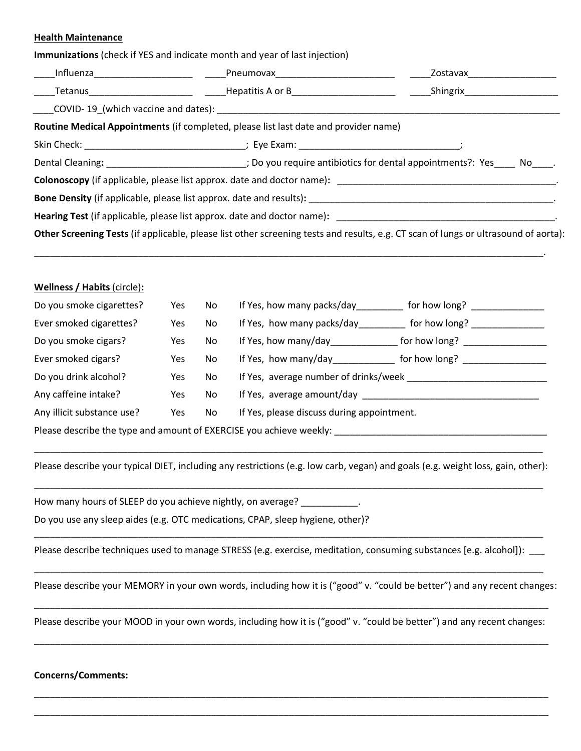**Health Maintenance**

**Immunizations** (check if YES and indicate month and year of last injection)

____Influenza___________________ ____Pneumovax_______________________ ____Zostavax_________________

____Tetanus____________________ ____Hepatitis A or B____________________ ____Shingrix__________________

____COVID- 19_(which vaccine and dates): ______________________________________________________________________

**Routine Medical Appointments** (if completed, please list last date and provider name)

Skin Check: _______________________________; Eye Exam: _______________________________;

Dental Cleaning**:** ___________________________; Do you require antibiotics for dental appointments?: Yes____ No____.

**Colonoscopy** (if applicable, please list approx. date and doctor name)**:** ____________________________________________.

**Bone Density** (if applicable, please list approx. date and results)**:** __________________________________________________.

**Hearing Test** (if applicable, please list approx. date and doctor name)**:** ____________________________________________.

**Other Screening Tests** (if applicable, please list other screening tests and results, e.g. CT scan of lungs or ultrasound of aorta):

______________________________________________________________________________________________.

**Wellness / Habits** (circle)**:**

| | | | |
|---|---|---|---|
| Do you smoke cigarettes? | Yes | No | If Yes, how many packs/day_________ for how long? ______________ |
| Ever smoked cigarettes? | Yes | No | If Yes, how many packs/day_________ for how long? ______________ |
| Do you smoke cigars? | Yes | No | If Yes, how many/day_____________ for how long? ________________ |
| Ever smoked cigars? | Yes | No | If Yes, how many/day____________ for how long? ________________ |
| Do you drink alcohol? | Yes | No | If Yes, average number of drinks/week ____________________________ |
| Any caffeine intake? | Yes | No | If Yes, average amount/day ___________________________________ |
| Any illicit substance use? | Yes | No | If Yes, please discuss during appointment. |

Please describe the type and amount of EXERCISE you achieve weekly: ___________________________________________

______________________________________________________________________________________________

Please describe your typical DIET, including any restrictions (e.g. low carb, vegan) and goals (e.g. weight loss, gain, other):

______________________________________________________________________________________________

How many hours of SLEEP do you achieve nightly, on average? ___________.

Do you use any sleep aides (e.g. OTC medications, CPAP, sleep hygiene, other)?

______________________________________________________________________________________________

Please describe techniques used to manage STRESS (e.g. exercise, meditation, consuming substances [e.g. alcohol]): ___

______________________________________________________________________________________________

Please describe your MEMORY in your own words, including how it is ("good" v. "could be better") and any recent changes:

______________________________________________________________________________________________

Please describe your MOOD in your own words, including how it is ("good" v. "could be better") and any recent changes:

______________________________________________________________________________________________

**Concerns/Comments:**

______________________________________________________________________________________________

______________________________________________________________________________________________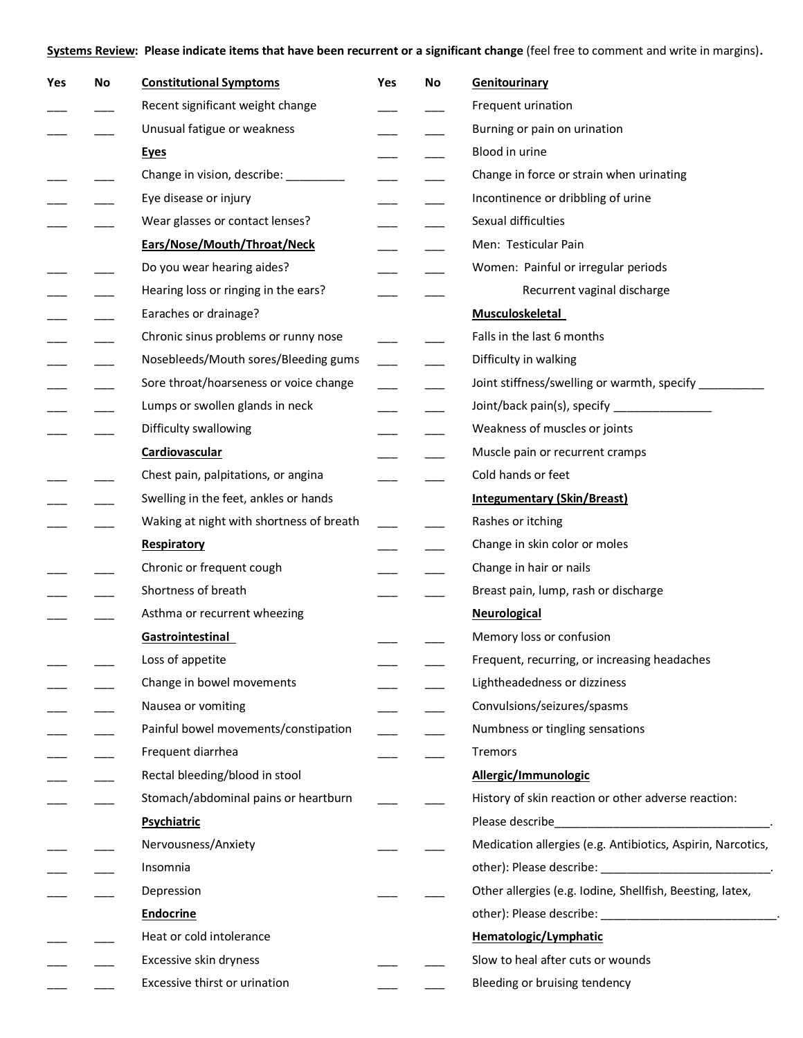**Systems Review**: **Please indicate items that have been recurrent or a significant change** (feel free to comment and write in margins)**.**

| Yes | No | Constitutional Symptoms |
|---|---|---|
| ___ | ___ | Recent significant weight change |
| ___ | ___ | Unusual fatigue or weakness |
| | | **Eyes** |
| ___ | ___ | Change in vision, describe: _________ |
| ___ | ___ | Eye disease or injury |
| ___ | ___ | Wear glasses or contact lenses? |
| | | **Ears/Nose/Mouth/Throat/Neck** |
| ___ | ___ | Do you wear hearing aides? |
| ___ | ___ | Hearing loss or ringing in the ears? |
| ___ | ___ | Earaches or drainage? |
| ___ | ___ | Chronic sinus problems or runny nose |
| ___ | ___ | Nosebleeds/Mouth sores/Bleeding gums |
| ___ | ___ | Sore throat/hoarseness or voice change |
| ___ | ___ | Lumps or swollen glands in neck |
| ___ | ___ | Difficulty swallowing |
| | | **Cardiovascular** |
| ___ | ___ | Chest pain, palpitations, or angina |
| ___ | ___ | Swelling in the feet, ankles or hands |
| ___ | ___ | Waking at night with shortness of breath |
| | | **Respiratory** |
| ___ | ___ | Chronic or frequent cough |
| ___ | ___ | Shortness of breath |
| ___ | ___ | Asthma or recurrent wheezing |
| | | **Gastrointestinal** |
| ___ | ___ | Loss of appetite |
| ___ | ___ | Change in bowel movements |
| ___ | ___ | Nausea or vomiting |
| ___ | ___ | Painful bowel movements/constipation |
| ___ | ___ | Frequent diarrhea |
| ___ | ___ | Rectal bleeding/blood in stool |
| ___ | ___ | Stomach/abdominal pains or heartburn |
| | | **Psychiatric** |
| ___ | ___ | Nervousness/Anxiety |
| ___ | ___ | Insomnia |
| ___ | ___ | Depression |
| | | **Endocrine** |
| ___ | ___ | Heat or cold intolerance |
| ___ | ___ | Excessive skin dryness |
| ___ | ___ | Excessive thirst or urination |

| Yes | No | Genitourinary |
|---|---|---|
| ___ | ___ | Frequent urination |
| ___ | ___ | Burning or pain on urination |
| ___ | ___ | Blood in urine |
| ___ | ___ | Change in force or strain when urinating |
| ___ | ___ | Incontinence or dribbling of urine |
| ___ | ___ | Sexual difficulties |
| ___ | ___ | Men: Testicular Pain |
| ___ | ___ | Women: Painful or irregular periods |
| ___ | ___ | Recurrent vaginal discharge |
| | | **Musculoskeletal** |
| ___ | ___ | Falls in the last 6 months |
| ___ | ___ | Difficulty in walking |
| ___ | ___ | Joint stiffness/swelling or warmth, specify __________ |
| ___ | ___ | Joint/back pain(s), specify _______________ |
| ___ | ___ | Weakness of muscles or joints |
| ___ | ___ | Muscle pain or recurrent cramps |
| ___ | ___ | Cold hands or feet |
| | | **Integumentary (Skin/Breast)** |
| ___ | ___ | Rashes or itching |
| ___ | ___ | Change in skin color or moles |
| ___ | ___ | Change in hair or nails |
| ___ | ___ | Breast pain, lump, rash or discharge |
| | | **Neurological** |
| ___ | ___ | Memory loss or confusion |
| ___ | ___ | Frequent, recurring, or increasing headaches |
| ___ | ___ | Lightheadedness or dizziness |
| ___ | ___ | Convulsions/seizures/spasms |
| ___ | ___ | Numbness or tingling sensations |
| ___ | ___ | Tremors |
| | | **Allergic/Immunologic** |
| ___ | ___ | History of skin reaction or other adverse reaction: Please describe__________________________________. |
| ___ | ___ | Medication allergies (e.g. Antibiotics, Aspirin, Narcotics, other): Please describe: __________________________. |
| ___ | ___ | Other allergies (e.g. Iodine, Shellfish, Beesting, latex, other): Please describe: ___________________________. |
| | | **Hematologic/Lymphatic** |
| ___ | ___ | Slow to heal after cuts or wounds |
| ___ | ___ | Bleeding or bruising tendency |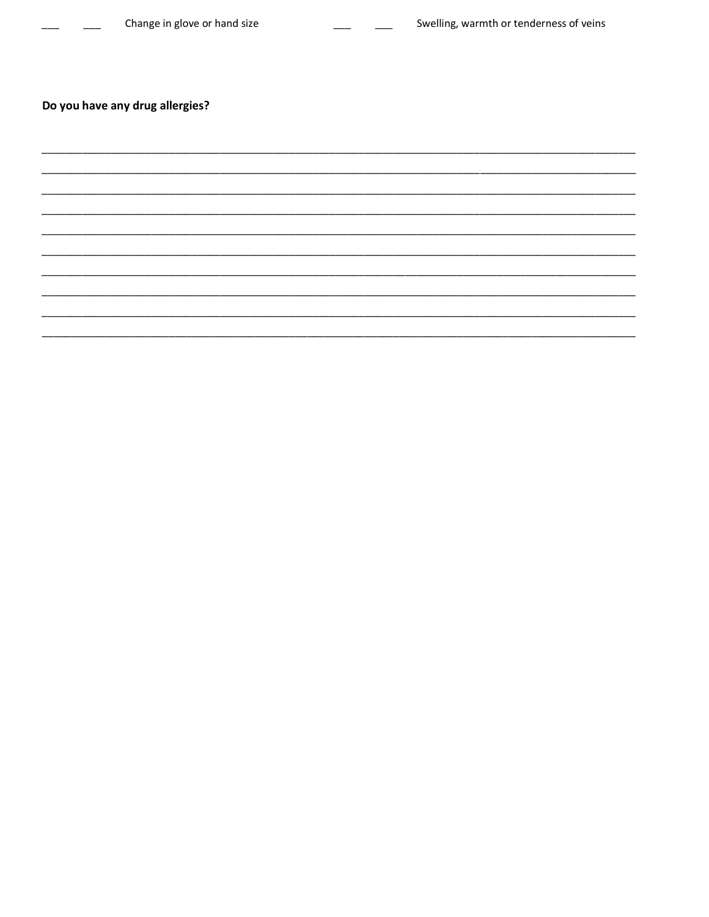___ ___ Change in glove or hand size

___ ___ Swelling, warmth or tenderness of veins

**Do you have any drug allergies?**

______________________________________________________________________________________

______________________________________________________________________________________

______________________________________________________________________________________

______________________________________________________________________________________

______________________________________________________________________________________

______________________________________________________________________________________

______________________________________________________________________________________

______________________________________________________________________________________

______________________________________________________________________________________

______________________________________________________________________________________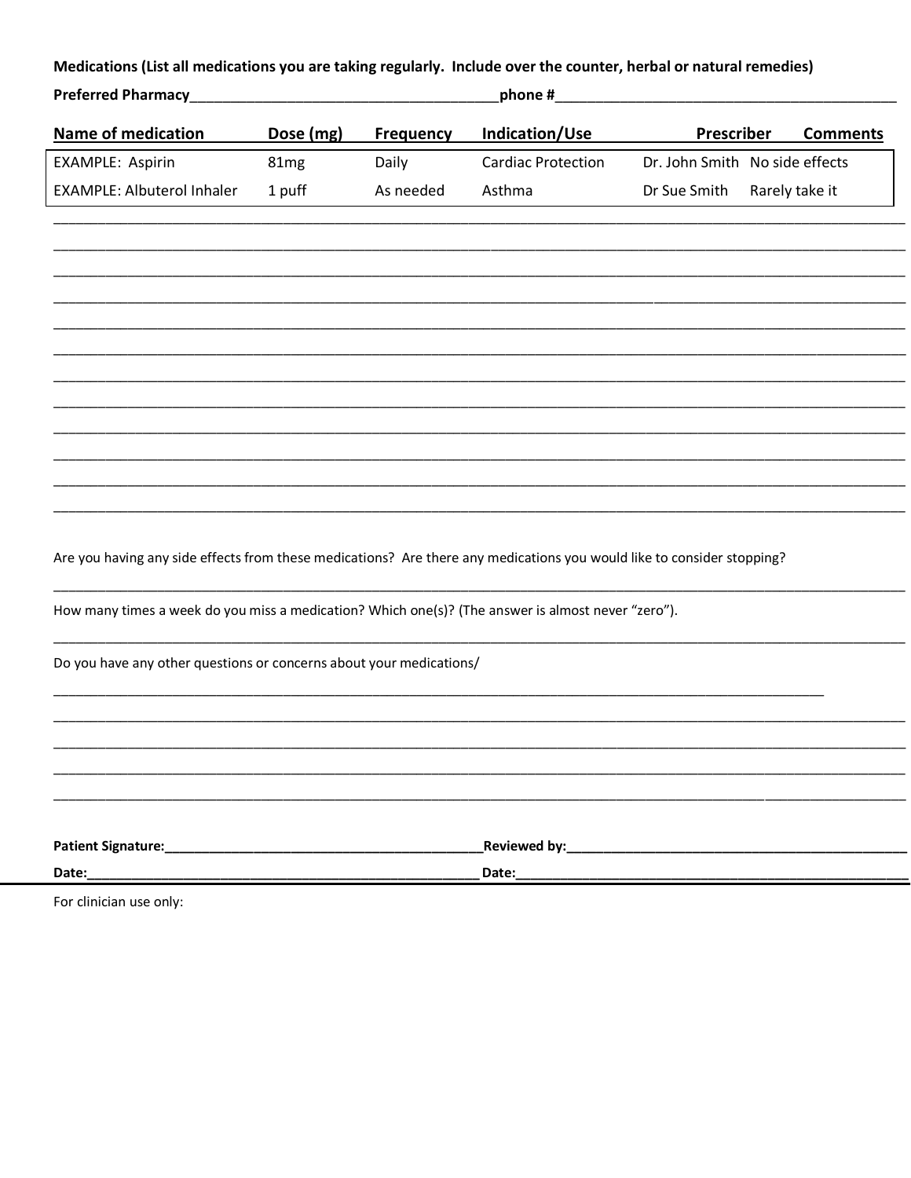**Medications (List all medications you are taking regularly. Include over the counter, herbal or natural remedies)**

**Preferred Pharmacy**_______________________________________**phone #**__________________________________________

| Name of medication | Dose (mg) | Frequency | Indication/Use | Prescriber | Comments |
|---|---|---|---|---|---|
| EXAMPLE: Aspirin | 81mg | Daily | Cardiac Protection | Dr. John Smith | No side effects |
| EXAMPLE: Albuterol Inhaler | 1 puff | As needed | Asthma | Dr Sue Smith | Rarely take it |
| | | | | | |
| | | | | | |
| | | | | | |
| | | | | | |
| | | | | | |
| | | | | | |
| | | | | | |
| | | | | | |
| | | | | | |
| | | | | | |
| | | | | | |
| | | | | | |

Are you having any side effects from these medications? Are there any medications you would like to consider stopping?

___________________________________________________________________________________________________________

How many times a week do you miss a medication? Which one(s)? (The answer is almost never "zero").

___________________________________________________________________________________________________________

Do you have any other questions or concerns about your medications/

___________________________________________________________________________________________________________

___________________________________________________________________________________________________________

___________________________________________________________________________________________________________

___________________________________________________________________________________________________________

___________________________________________________________________________________________________________

**Patient Signature:**____________________________________________**Reviewed by:**_______________________________________________

**Date:**______________________________________________________**Date:**_______________________________________________________

For clinician use only: